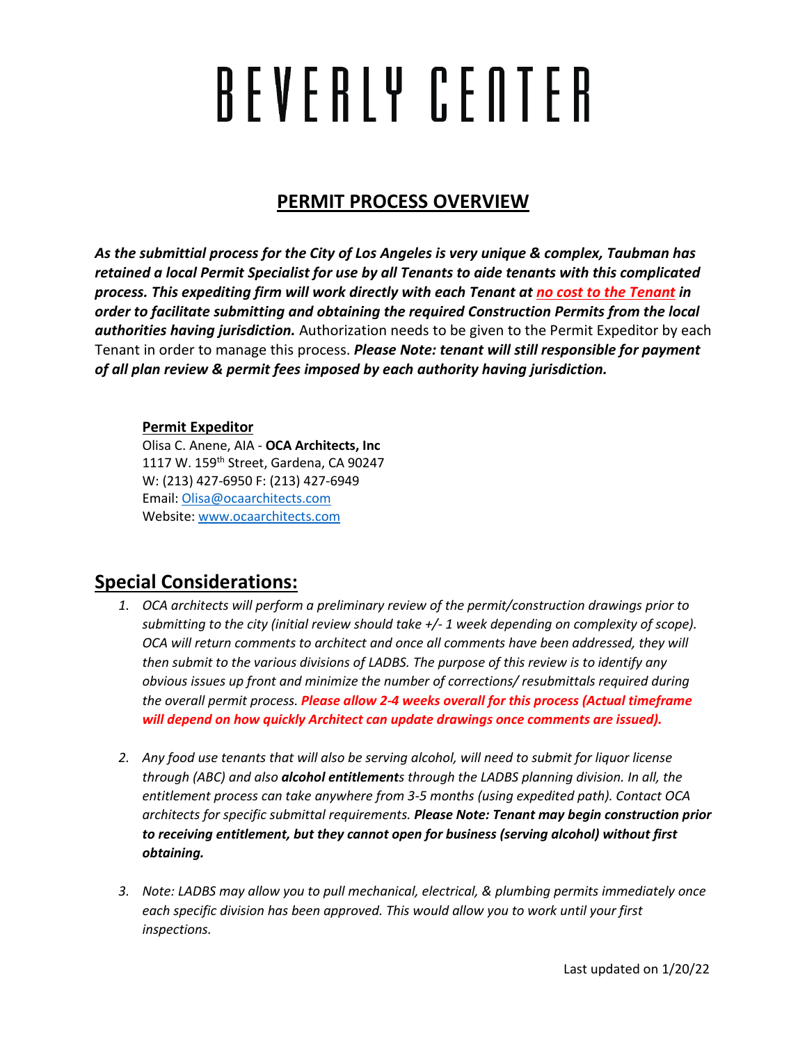# BEVERLY CENTER

## PERMIT PROCESS OVERVIEW

***As the submittial process for the City of Los Angeles is very unique & complex, Taubman has retained a local Permit Specialist for use by all Tenants to aide tenants with this complicated process. This expediting firm will work directly with each Tenant at no cost to the Tenant in order to facilitate submitting and obtaining the required Construction Permits from the local authorities having jurisdiction.*** Authorization needs to be given to the Permit Expeditor by each Tenant in order to manage this process. ***Please Note: tenant will still responsible for payment of all plan review & permit fees imposed by each authority having jurisdiction.***

**Permit Expeditor**
Olisa C. Anene, AIA - **OCA Architects, Inc**
1117 W. 159th Street, Gardena, CA 90247
W: (213) 427-6950 F: (213) 427-6949
Email: Olisa@ocaarchitects.com
Website: www.ocaarchitects.com

## Special Considerations:

1. *OCA architects will perform a preliminary review of the permit/construction drawings prior to submitting to the city (initial review should take +/- 1 week depending on complexity of scope). OCA will return comments to architect and once all comments have been addressed, they will then submit to the various divisions of LADBS. The purpose of this review is to identify any obvious issues up front and minimize the number of corrections/ resubmittals required during the overall permit process.* ***Please allow 2-4 weeks overall for this process (Actual timeframe will depend on how quickly Architect can update drawings once comments are issued).***

2. *Any food use tenants that will also be serving alcohol, will need to submit for liquor license through (ABC) and also* ***alcohol entitlement****s through the LADBS planning division. In all, the entitlement process can take anywhere from 3-5 months (using expedited path). Contact OCA architects for specific submittal requirements.* ***Please Note: Tenant may begin construction prior to receiving entitlement, but they cannot open for business (serving alcohol) without first obtaining.***

3. *Note: LADBS may allow you to pull mechanical, electrical, & plumbing permits immediately once each specific division has been approved. This would allow you to work until your first inspections.*

Last updated on 1/20/22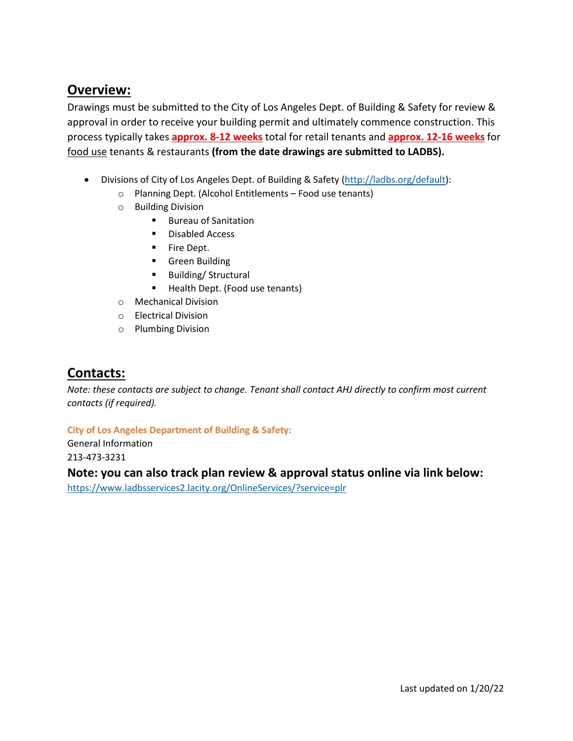## Overview:

Drawings must be submitted to the City of Los Angeles Dept. of Building & Safety for review & approval in order to receive your building permit and ultimately commence construction. This process typically takes **approx. 8-12 weeks** total for retail tenants and **approx. 12-16 weeks** for food use tenants & restaurants **(from the date drawings are submitted to LADBS).**

- Divisions of City of Los Angeles Dept. of Building & Safety ([http://ladbs.org/default](http://ladbs.org/default)):
  - Planning Dept. (Alcohol Entitlements – Food use tenants)
  - Building Division
    - Bureau of Sanitation
    - Disabled Access
    - Fire Dept.
    - Green Building
    - Building/ Structural
    - Health Dept. (Food use tenants)
  - Mechanical Division
  - Electrical Division
  - Plumbing Division

## Contacts:

*Note: these contacts are subject to change. Tenant shall contact AHJ directly to confirm most current contacts (if required).*

**City of Los Angeles Department of Building & Safety:**
General Information
213-473-3231

**Note: you can also track plan review & approval status online via link below:**
[https://www.ladbsservices2.lacity.org/OnlineServices/?service=plr](https://www.ladbsservices2.lacity.org/OnlineServices/?service=plr)

Last updated on 1/20/22